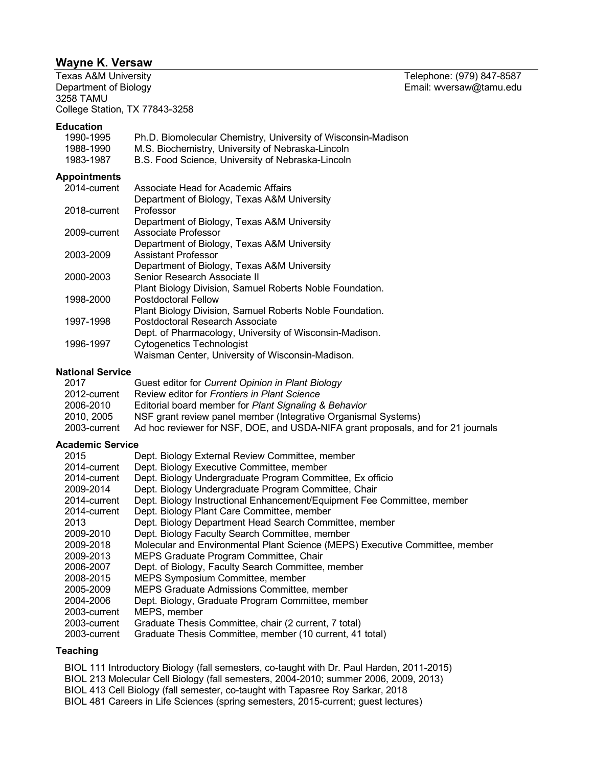# Wayne K. Versaw

Texas A&M University
Department of Biology
3258 TAMU
College Station, TX 77843-3258

Telephone: (979) 847-8587
Email: wversaw@tamu.edu

## Education

| | |
|---|---|
| 1990-1995 | Ph.D. Biomolecular Chemistry, University of Wisconsin-Madison |
| 1988-1990 | M.S. Biochemistry, University of Nebraska-Lincoln |
| 1983-1987 | B.S. Food Science, University of Nebraska-Lincoln |

## Appointments

| | |
|---|---|
| 2014-current | Associate Head for Academic Affairs<br>Department of Biology, Texas A&M University |
| 2018-current | Professor<br>Department of Biology, Texas A&M University |
| 2009-current | Associate Professor<br>Department of Biology, Texas A&M University |
| 2003-2009 | Assistant Professor<br>Department of Biology, Texas A&M University |
| 2000-2003 | Senior Research Associate II<br>Plant Biology Division, Samuel Roberts Noble Foundation. |
| 1998-2000 | Postdoctoral Fellow<br>Plant Biology Division, Samuel Roberts Noble Foundation. |
| 1997-1998 | Postdoctoral Research Associate<br>Dept. of Pharmacology, University of Wisconsin-Madison. |
| 1996-1997 | Cytogenetics Technologist<br>Waisman Center, University of Wisconsin-Madison. |

## National Service

| | |
|---|---|
| 2017 | Guest editor for *Current Opinion in Plant Biology* |
| 2012-current | Review editor for *Frontiers in Plant Science* |
| 2006-2010 | Editorial board member for *Plant Signaling & Behavior* |
| 2010, 2005 | NSF grant review panel member (Integrative Organismal Systems) |
| 2003-current | Ad hoc reviewer for NSF, DOE, and USDA-NIFA grant proposals, and for 21 journals |

## Academic Service

| | |
|---|---|
| 2015 | Dept. Biology External Review Committee, member |
| 2014-current | Dept. Biology Executive Committee, member |
| 2014-current | Dept. Biology Undergraduate Program Committee, Ex officio |
| 2009-2014 | Dept. Biology Undergraduate Program Committee, Chair |
| 2014-current | Dept. Biology Instructional Enhancement/Equipment Fee Committee, member |
| 2014-current | Dept. Biology Plant Care Committee, member |
| 2013 | Dept. Biology Department Head Search Committee, member |
| 2009-2010 | Dept. Biology Faculty Search Committee, member |
| 2009-2018 | Molecular and Environmental Plant Science (MEPS) Executive Committee, member |
| 2009-2013 | MEPS Graduate Program Committee, Chair |
| 2006-2007 | Dept. of Biology, Faculty Search Committee, member |
| 2008-2015 | MEPS Symposium Committee, member |
| 2005-2009 | MEPS Graduate Admissions Committee, member |
| 2004-2006 | Dept. Biology, Graduate Program Committee, member |
| 2003-current | MEPS, member |
| 2003-current | Graduate Thesis Committee, chair (2 current, 7 total) |
| 2003-current | Graduate Thesis Committee, member (10 current, 41 total) |

## Teaching

BIOL 111 Introductory Biology (fall semesters, co-taught with Dr. Paul Harden, 2011-2015)
BIOL 213 Molecular Cell Biology (fall semesters, 2004-2010; summer 2006, 2009, 2013)
BIOL 413 Cell Biology (fall semester, co-taught with Tapasree Roy Sarkar, 2018
BIOL 481 Careers in Life Sciences (spring semesters, 2015-current; guest lectures)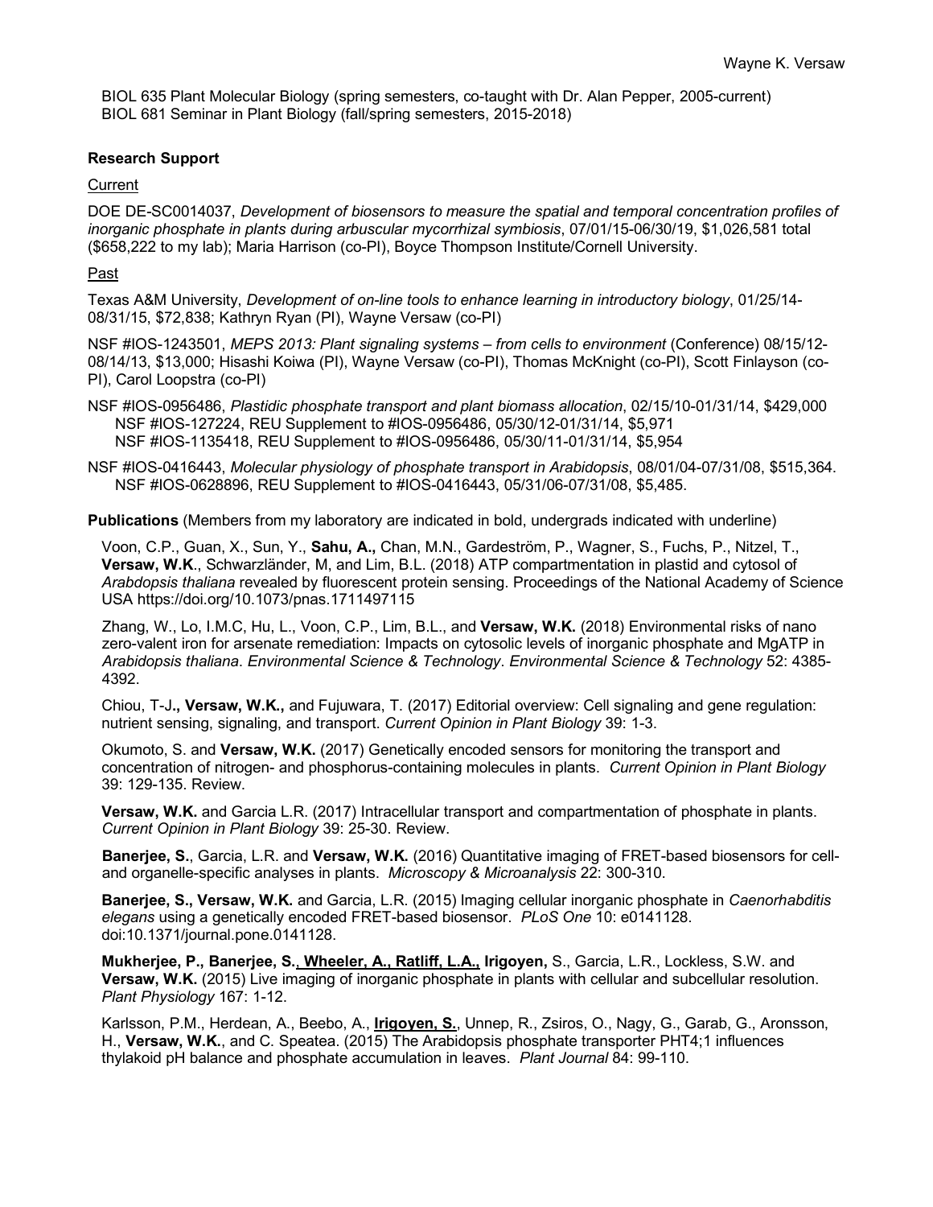BIOL 635 Plant Molecular Biology (spring semesters, co-taught with Dr. Alan Pepper, 2005-current)
BIOL 681 Seminar in Plant Biology (fall/spring semesters, 2015-2018)

**Research Support**

Current

DOE DE-SC0014037, *Development of biosensors to measure the spatial and temporal concentration profiles of inorganic phosphate in plants during arbuscular mycorrhizal symbiosis*, 07/01/15-06/30/19, $1,026,581 total ($658,222 to my lab); Maria Harrison (co-PI), Boyce Thompson Institute/Cornell University.

Past

Texas A&M University, *Development of on-line tools to enhance learning in introductory biology*, 01/25/14-08/31/15, $72,838; Kathryn Ryan (PI), Wayne Versaw (co-PI)

NSF #IOS-1243501, *MEPS 2013: Plant signaling systems – from cells to environment* (Conference) 08/15/12-08/14/13, $13,000; Hisashi Koiwa (PI), Wayne Versaw (co-PI), Thomas McKnight (co-PI), Scott Finlayson (co-PI), Carol Loopstra (co-PI)

NSF #IOS-0956486, *Plastidic phosphate transport and plant biomass allocation*, 02/15/10-01/31/14, $429,000
NSF #IOS-127224, REU Supplement to #IOS-0956486, 05/30/12-01/31/14, $5,971
NSF #IOS-1135418, REU Supplement to #IOS-0956486, 05/30/11-01/31/14, $5,954

NSF #IOS-0416443, *Molecular physiology of phosphate transport in Arabidopsis*, 08/01/04-07/31/08, $515,364.
NSF #IOS-0628896, REU Supplement to #IOS-0416443, 05/31/06-07/31/08, $5,485.

**Publications** (Members from my laboratory are indicated in bold, undergrads indicated with underline)

Voon, C.P., Guan, X., Sun, Y., **Sahu, A.,** Chan, M.N., Gardeström, P., Wagner, S., Fuchs, P., Nitzel, T., **Versaw, W.K**., Schwarzländer, M, and Lim, B.L. (2018) ATP compartmentation in plastid and cytosol of *Arabdopsis thaliana* revealed by fluorescent protein sensing. Proceedings of the National Academy of Science USA https://doi.org/10.1073/pnas.1711497115

Zhang, W., Lo, I.M.C, Hu, L., Voon, C.P., Lim, B.L., and **Versaw, W.K.** (2018) Environmental risks of nano zero-valent iron for arsenate remediation: Impacts on cytosolic levels of inorganic phosphate and MgATP in *Arabidopsis thaliana*. *Environmental Science & Technology*. *Environmental Science & Technology* 52: 4385-4392.

Chiou, T-J**., Versaw, W.K.,** and Fujuwara, T. (2017) Editorial overview: Cell signaling and gene regulation: nutrient sensing, signaling, and transport. *Current Opinion in Plant Biology* 39: 1-3.

Okumoto, S. and **Versaw, W.K.** (2017) Genetically encoded sensors for monitoring the transport and concentration of nitrogen- and phosphorus-containing molecules in plants. *Current Opinion in Plant Biology* 39: 129-135. Review.

**Versaw, W.K.** and Garcia L.R. (2017) Intracellular transport and compartmentation of phosphate in plants. *Current Opinion in Plant Biology* 39: 25-30. Review.

**Banerjee, S.**, Garcia, L.R. and **Versaw, W.K.** (2016) Quantitative imaging of FRET-based biosensors for cell- and organelle-specific analyses in plants. *Microscopy & Microanalysis* 22: 300-310.

**Banerjee, S., Versaw, W.K.** and Garcia, L.R. (2015) Imaging cellular inorganic phosphate in *Caenorhabditis elegans* using a genetically encoded FRET-based biosensor. *PLoS One* 10: e0141128. doi:10.1371/journal.pone.0141128.

**Mukherjee, P., Banerjee, S.**, **<u>Wheeler, A., Ratliff, L.A.,</u> Irigoyen,** S., Garcia, L.R., Lockless, S.W. and **Versaw, W.K.** (2015) Live imaging of inorganic phosphate in plants with cellular and subcellular resolution. *Plant Physiology* 167: 1-12.

Karlsson, P.M., Herdean, A., Beebo, A., **<u>Irigoyen, S.</u>**, Unnep, R., Zsiros, O., Nagy, G., Garab, G., Aronsson, H., **Versaw, W.K.**, and C. Speatea. (2015) The Arabidopsis phosphate transporter PHT4;1 influences thylakoid pH balance and phosphate accumulation in leaves. *Plant Journal* 84: 99-110.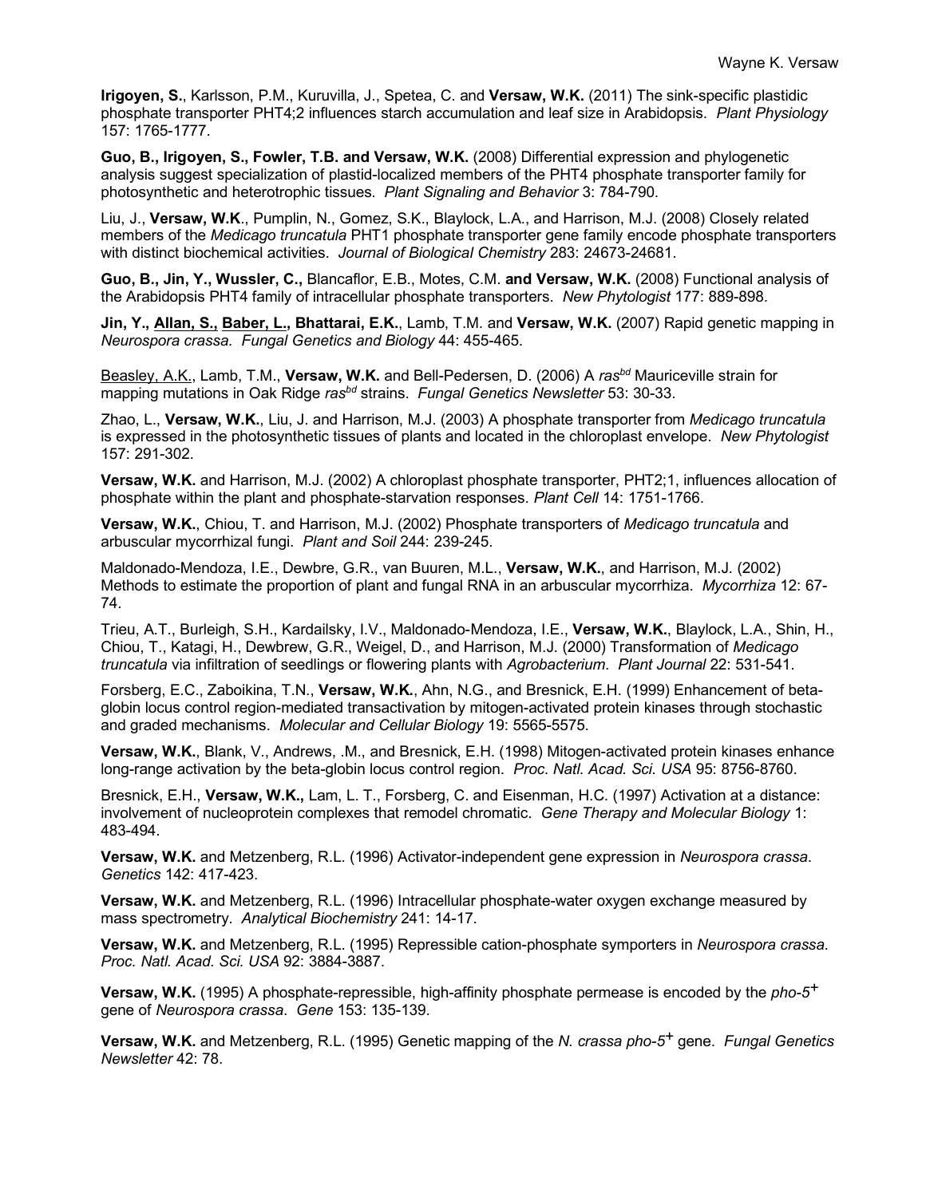**Irigoyen, S.**, Karlsson, P.M., Kuruvilla, J., Spetea, C. and **Versaw, W.K.** (2011) The sink-specific plastidic phosphate transporter PHT4;2 influences starch accumulation and leaf size in Arabidopsis. *Plant Physiology* 157: 1765-1777.

**Guo, B., Irigoyen, S., Fowler, T.B. and Versaw, W.K.** (2008) Differential expression and phylogenetic analysis suggest specialization of plastid-localized members of the PHT4 phosphate transporter family for photosynthetic and heterotrophic tissues. *Plant Signaling and Behavior* 3: 784-790.

Liu, J., **Versaw, W.K**., Pumplin, N., Gomez, S.K., Blaylock, L.A., and Harrison, M.J. (2008) Closely related members of the *Medicago truncatula* PHT1 phosphate transporter gene family encode phosphate transporters with distinct biochemical activities. *Journal of Biological Chemistry* 283: 24673-24681.

**Guo, B., Jin, Y., Wussler, C.,** Blancaflor, E.B., Motes, C.M. **and Versaw, W.K.** (2008) Functional analysis of the Arabidopsis PHT4 family of intracellular phosphate transporters. *New Phytologist* 177: 889-898.

**Jin, Y., <u>Allan, S.,</u> <u>Baber, L.,</u> Bhattarai, E.K.**, Lamb, T.M. and **Versaw, W.K.** (2007) Rapid genetic mapping in *Neurospora crassa. Fungal Genetics and Biology* 44: 455-465.

<u>Beasley, A.K.</u>, Lamb, T.M., **Versaw, W.K.** and Bell-Pedersen, D. (2006) A *ras$^{bd}$* Mauriceville strain for mapping mutations in Oak Ridge *ras$^{bd}$* strains. *Fungal Genetics Newsletter* 53: 30-33.

Zhao, L., **Versaw, W.K.**, Liu, J. and Harrison, M.J. (2003) A phosphate transporter from *Medicago truncatula* is expressed in the photosynthetic tissues of plants and located in the chloroplast envelope. *New Phytologist* 157: 291-302.

**Versaw, W.K.** and Harrison, M.J. (2002) A chloroplast phosphate transporter, PHT2;1, influences allocation of phosphate within the plant and phosphate-starvation responses. *Plant Cell* 14: 1751-1766.

**Versaw, W.K.**, Chiou, T. and Harrison, M.J. (2002) Phosphate transporters of *Medicago truncatula* and arbuscular mycorrhizal fungi. *Plant and Soil* 244: 239-245.

Maldonado-Mendoza, I.E., Dewbre, G.R., van Buuren, M.L., **Versaw, W.K.**, and Harrison, M.J. (2002) Methods to estimate the proportion of plant and fungal RNA in an arbuscular mycorrhiza. *Mycorrhiza* 12: 67-74.

Trieu, A.T., Burleigh, S.H., Kardailsky, I.V., Maldonado-Mendoza, I.E., **Versaw, W.K.**, Blaylock, L.A., Shin, H., Chiou, T., Katagi, H., Dewbrew, G.R., Weigel, D., and Harrison, M.J. (2000) Transformation of *Medicago truncatula* via infiltration of seedlings or flowering plants with *Agrobacterium*. *Plant Journal* 22: 531-541.

Forsberg, E.C., Zaboikina, T.N., **Versaw, W.K.**, Ahn, N.G., and Bresnick, E.H. (1999) Enhancement of beta-globin locus control region-mediated transactivation by mitogen-activated protein kinases through stochastic and graded mechanisms. *Molecular and Cellular Biology* 19: 5565-5575.

**Versaw, W.K.**, Blank, V., Andrews, .M., and Bresnick, E.H. (1998) Mitogen-activated protein kinases enhance long-range activation by the beta-globin locus control region. *Proc. Natl. Acad. Sci. USA* 95: 8756-8760.

Bresnick, E.H., **Versaw, W.K.,** Lam, L. T., Forsberg, C. and Eisenman, H.C. (1997) Activation at a distance: involvement of nucleoprotein complexes that remodel chromatic. *Gene Therapy and Molecular Biology* 1: 483-494.

**Versaw, W.K.** and Metzenberg, R.L. (1996) Activator-independent gene expression in *Neurospora crassa*. *Genetics* 142: 417-423.

**Versaw, W.K.** and Metzenberg, R.L. (1996) Intracellular phosphate-water oxygen exchange measured by mass spectrometry. *Analytical Biochemistry* 241: 14-17.

**Versaw, W.K.** and Metzenberg, R.L. (1995) Repressible cation-phosphate symporters in *Neurospora crassa*. *Proc. Natl. Acad. Sci. USA* 92: 3884-3887.

**Versaw, W.K.** (1995) A phosphate-repressible, high-affinity phosphate permease is encoded by the *pho-5$^{+}$* gene of *Neurospora crassa*. *Gene* 153: 135-139.

**Versaw, W.K.** and Metzenberg, R.L. (1995) Genetic mapping of the *N. crassa pho-5$^{+}$* gene. *Fungal Genetics Newsletter* 42: 78.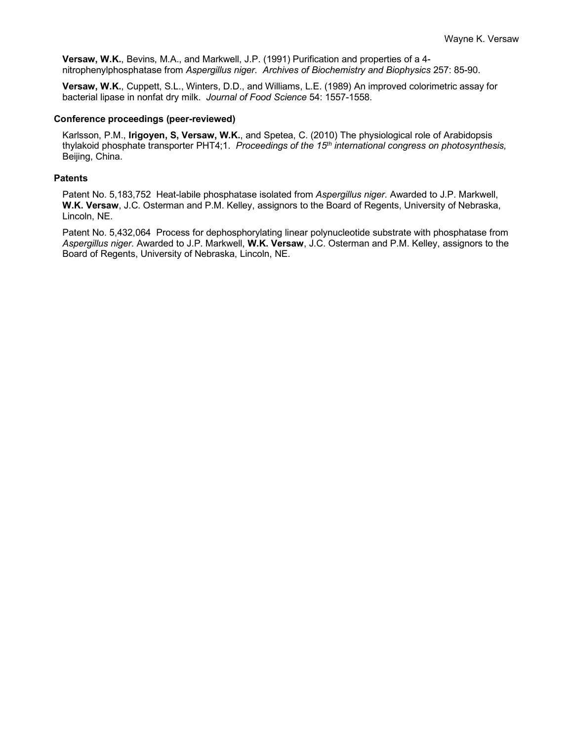**Versaw, W.K.**, Bevins, M.A., and Markwell, J.P. (1991) Purification and properties of a 4-nitrophenylphosphatase from *Aspergillus niger*. *Archives of Biochemistry and Biophysics* 257: 85-90.

**Versaw, W.K.**, Cuppett, S.L., Winters, D.D., and Williams, L.E. (1989) An improved colorimetric assay for bacterial lipase in nonfat dry milk. *Journal of Food Science* 54: 1557-1558.

### Conference proceedings (peer-reviewed)

Karlsson, P.M., **Irigoyen, S, Versaw, W.K.**, and Spetea, C. (2010) The physiological role of Arabidopsis thylakoid phosphate transporter PHT4;1. *Proceedings of the 15th international congress on photosynthesis,* Beijing, China.

### Patents

Patent No. 5,183,752 Heat-labile phosphatase isolated from *Aspergillus niger*. Awarded to J.P. Markwell, **W.K. Versaw**, J.C. Osterman and P.M. Kelley, assignors to the Board of Regents, University of Nebraska, Lincoln, NE.

Patent No. 5,432,064 Process for dephosphorylating linear polynucleotide substrate with phosphatase from *Aspergillus niger*. Awarded to J.P. Markwell, **W.K. Versaw**, J.C. Osterman and P.M. Kelley, assignors to the Board of Regents, University of Nebraska, Lincoln, NE.